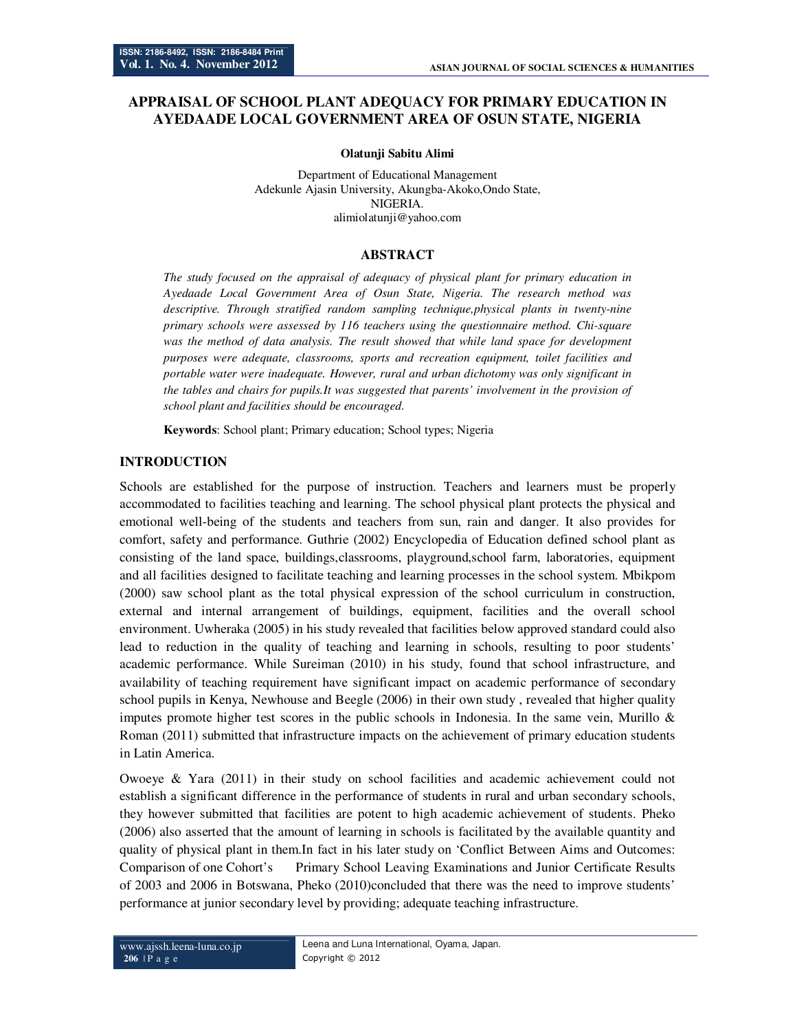# APPRAISAL OF SCHOOL PLANT ADEQUACY FOR PRIMARY EDUCATION IN AYEDAADE LOCAL GOVERNMENT AREA OF OSUN STATE, NIGERIA

**Olatunji Sabitu Alimi**

Department of Educational Management
Adekunle Ajasin University, Akungba-Akoko,Ondo State,
NIGERIA.
alimiolatunji@yahoo.com

## ABSTRACT

*The study focused on the appraisal of adequacy of physical plant for primary education in Ayedaade Local Government Area of Osun State, Nigeria. The research method was descriptive. Through stratified random sampling technique,physical plants in twenty-nine primary schools were assessed by 116 teachers using the questionnaire method. Chi-square was the method of data analysis. The result showed that while land space for development purposes were adequate, classrooms, sports and recreation equipment, toilet facilities and portable water were inadequate. However, rural and urban dichotomy was only significant in the tables and chairs for pupils.It was suggested that parents' involvement in the provision of school plant and facilities should be encouraged.*

**Keywords**: School plant; Primary education; School types; Nigeria

## INTRODUCTION

Schools are established for the purpose of instruction. Teachers and learners must be properly accommodated to facilities teaching and learning. The school physical plant protects the physical and emotional well-being of the students and teachers from sun, rain and danger. It also provides for comfort, safety and performance. Guthrie (2002) Encyclopedia of Education defined school plant as consisting of the land space, buildings,classrooms, playground,school farm, laboratories, equipment and all facilities designed to facilitate teaching and learning processes in the school system. Mbikpom (2000) saw school plant as the total physical expression of the school curriculum in construction, external and internal arrangement of buildings, equipment, facilities and the overall school environment. Uwheraka (2005) in his study revealed that facilities below approved standard could also lead to reduction in the quality of teaching and learning in schools, resulting to poor students' academic performance. While Sureiman (2010) in his study, found that school infrastructure, and availability of teaching requirement have significant impact on academic performance of secondary school pupils in Kenya, Newhouse and Beegle (2006) in their own study , revealed that higher quality imputes promote higher test scores in the public schools in Indonesia. In the same vein, Murillo & Roman (2011) submitted that infrastructure impacts on the achievement of primary education students in Latin America.

Owoeye & Yara (2011) in their study on school facilities and academic achievement could not establish a significant difference in the performance of students in rural and urban secondary schools, they however submitted that facilities are potent to high academic achievement of students. Pheko (2006) also asserted that the amount of learning in schools is facilitated by the available quantity and quality of physical plant in them.In fact in his later study on 'Conflict Between Aims and Outcomes: Comparison of one Cohort's Primary School Leaving Examinations and Junior Certificate Results of 2003 and 2006 in Botswana, Pheko (2010)concluded that there was the need to improve students' performance at junior secondary level by providing; adequate teaching infrastructure.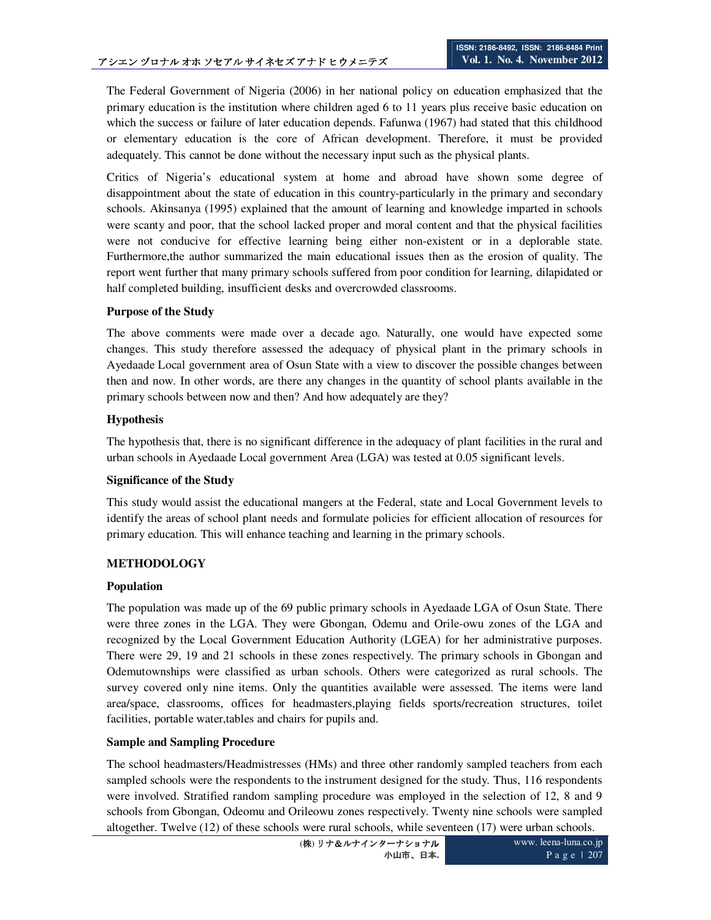The Federal Government of Nigeria (2006) in her national policy on education emphasized that the primary education is the institution where children aged 6 to 11 years plus receive basic education on which the success or failure of later education depends. Fafunwa (1967) had stated that this childhood or elementary education is the core of African development. Therefore, it must be provided adequately. This cannot be done without the necessary input such as the physical plants.

Critics of Nigeria's educational system at home and abroad have shown some degree of disappointment about the state of education in this country-particularly in the primary and secondary schools. Akinsanya (1995) explained that the amount of learning and knowledge imparted in schools were scanty and poor, that the school lacked proper and moral content and that the physical facilities were not conducive for effective learning being either non-existent or in a deplorable state. Furthermore,the author summarized the main educational issues then as the erosion of quality. The report went further that many primary schools suffered from poor condition for learning, dilapidated or half completed building, insufficient desks and overcrowded classrooms.

**Purpose of the Study**

The above comments were made over a decade ago. Naturally, one would have expected some changes. This study therefore assessed the adequacy of physical plant in the primary schools in Ayedaade Local government area of Osun State with a view to discover the possible changes between then and now. In other words, are there any changes in the quantity of school plants available in the primary schools between now and then? And how adequately are they?

**Hypothesis**

The hypothesis that, there is no significant difference in the adequacy of plant facilities in the rural and urban schools in Ayedaade Local government Area (LGA) was tested at 0.05 significant levels.

**Significance of the Study**

This study would assist the educational mangers at the Federal, state and Local Government levels to identify the areas of school plant needs and formulate policies for efficient allocation of resources for primary education. This will enhance teaching and learning in the primary schools.

## METHODOLOGY

**Population**

The population was made up of the 69 public primary schools in Ayedaade LGA of Osun State. There were three zones in the LGA. They were Gbongan, Odemu and Orile-owu zones of the LGA and recognized by the Local Government Education Authority (LGEA) for her administrative purposes. There were 29, 19 and 21 schools in these zones respectively. The primary schools in Gbongan and Odemutownships were classified as urban schools. Others were categorized as rural schools. The survey covered only nine items. Only the quantities available were assessed. The items were land area/space, classrooms, offices for headmasters,playing fields sports/recreation structures, toilet facilities, portable water,tables and chairs for pupils and.

**Sample and Sampling Procedure**

The school headmasters/Headmistresses (HMs) and three other randomly sampled teachers from each sampled schools were the respondents to the instrument designed for the study. Thus, 116 respondents were involved. Stratified random sampling procedure was employed in the selection of 12, 8 and 9 schools from Gbongan, Odeomu and Orileowu zones respectively. Twenty nine schools were sampled altogether. Twelve (12) of these schools were rural schools, while seventeen (17) were urban schools.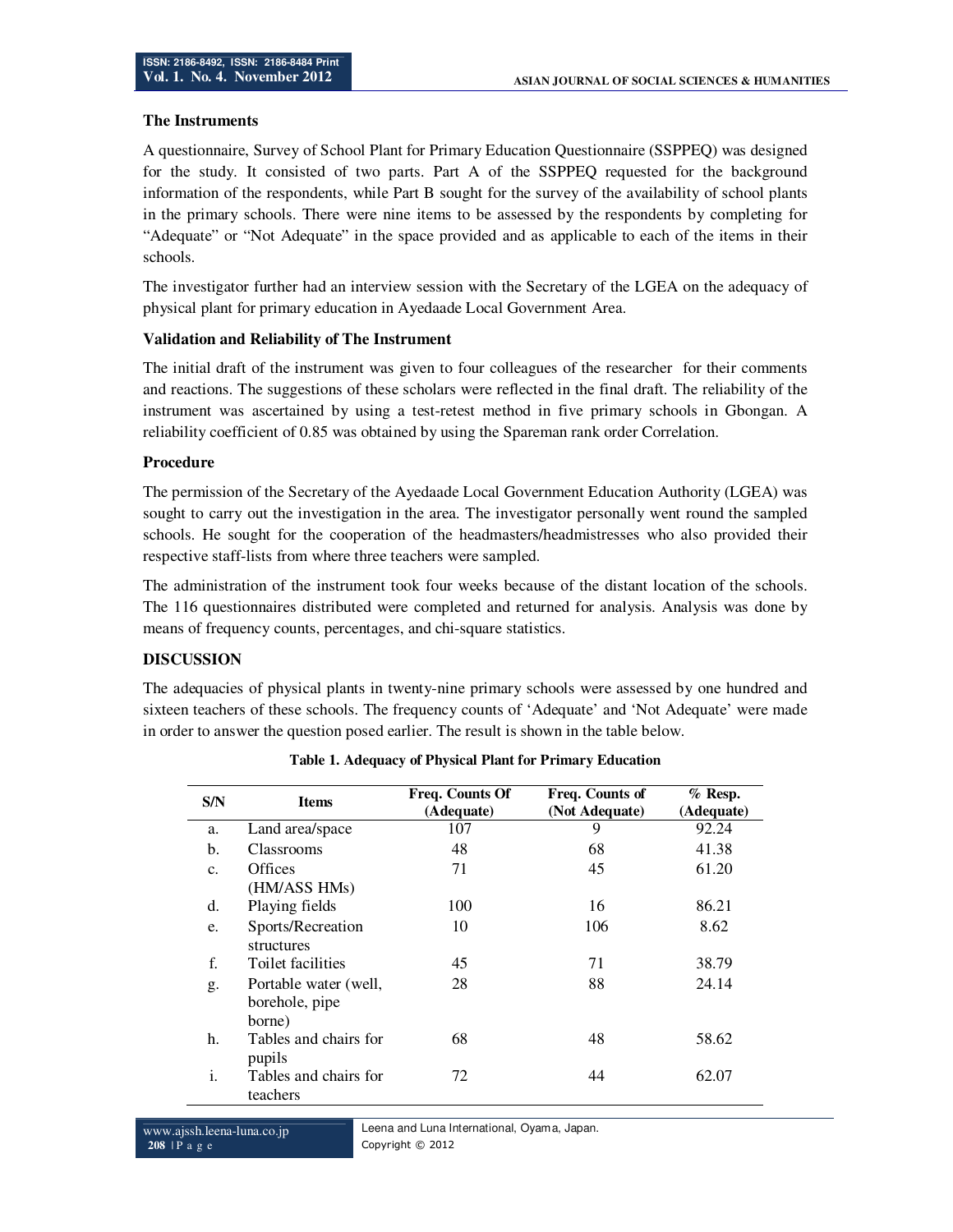### The Instruments

A questionnaire, Survey of School Plant for Primary Education Questionnaire (SSPPEQ) was designed for the study. It consisted of two parts. Part A of the SSPPEQ requested for the background information of the respondents, while Part B sought for the survey of the availability of school plants in the primary schools. There were nine items to be assessed by the respondents by completing for "Adequate" or "Not Adequate" in the space provided and as applicable to each of the items in their schools.

The investigator further had an interview session with the Secretary of the LGEA on the adequacy of physical plant for primary education in Ayedaade Local Government Area.

### Validation and Reliability of The Instrument

The initial draft of the instrument was given to four colleagues of the researcher for their comments and reactions. The suggestions of these scholars were reflected in the final draft. The reliability of the instrument was ascertained by using a test-retest method in five primary schools in Gbongan. A reliability coefficient of 0.85 was obtained by using the Spareman rank order Correlation.

### Procedure

The permission of the Secretary of the Ayedaade Local Government Education Authority (LGEA) was sought to carry out the investigation in the area. The investigator personally went round the sampled schools. He sought for the cooperation of the headmasters/headmistresses who also provided their respective staff-lists from where three teachers were sampled.

The administration of the instrument took four weeks because of the distant location of the schools. The 116 questionnaires distributed were completed and returned for analysis. Analysis was done by means of frequency counts, percentages, and chi-square statistics.

## DISCUSSION

The adequacies of physical plants in twenty-nine primary schools were assessed by one hundred and sixteen teachers of these schools. The frequency counts of 'Adequate' and 'Not Adequate' were made in order to answer the question posed earlier. The result is shown in the table below.

**Table 1. Adequacy of Physical Plant for Primary Education**

| S/N | Items | Freq. Counts Of (Adequate) | Freq. Counts of (Not Adequate) | % Resp. (Adequate) |
|---|---|---|---|---|
| a. | Land area/space | 107 | 9 | 92.24 |
| b. | Classrooms | 48 | 68 | 41.38 |
| c. | Offices (HM/ASS HMs) | 71 | 45 | 61.20 |
| d. | Playing fields | 100 | 16 | 86.21 |
| e. | Sports/Recreation structures | 10 | 106 | 8.62 |
| f. | Toilet facilities | 45 | 71 | 38.79 |
| g. | Portable water (well, borehole, pipe borne) | 28 | 88 | 24.14 |
| h. | Tables and chairs for pupils | 68 | 48 | 58.62 |
| i. | Tables and chairs for teachers | 72 | 44 | 62.07 |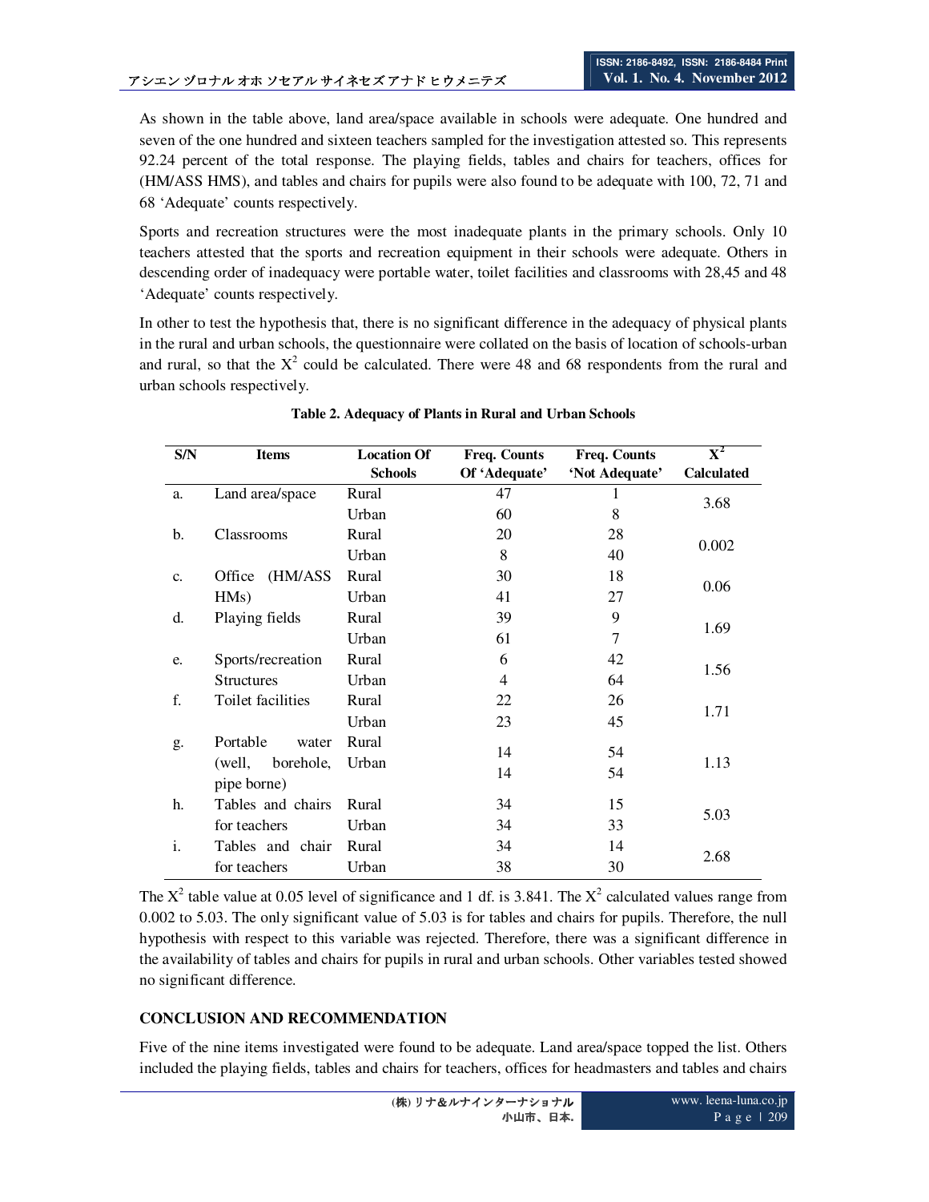As shown in the table above, land area/space available in schools were adequate. One hundred and seven of the one hundred and sixteen teachers sampled for the investigation attested so. This represents 92.24 percent of the total response. The playing fields, tables and chairs for teachers, offices for (HM/ASS HMS), and tables and chairs for pupils were also found to be adequate with 100, 72, 71 and 68 'Adequate' counts respectively.

Sports and recreation structures were the most inadequate plants in the primary schools. Only 10 teachers attested that the sports and recreation equipment in their schools were adequate. Others in descending order of inadequacy were portable water, toilet facilities and classrooms with 28,45 and 48 'Adequate' counts respectively.

In other to test the hypothesis that, there is no significant difference in the adequacy of physical plants in the rural and urban schools, the questionnaire were collated on the basis of location of schools-urban and rural, so that the $X^2$ could be calculated. There were 48 and 68 respondents from the rural and urban schools respectively.

**Table 2. Adequacy of Plants in Rural and Urban Schools**

| S/N | Items | Location Of Schools | Freq. Counts Of 'Adequate' | Freq. Counts 'Not Adequate' | $X^2$ Calculated |
|---|---|---|---|---|---|
| a. | Land area/space | Rural | 47 | 1 | 3.68 |
| | | Urban | 60 | 8 | |
| b. | Classrooms | Rural | 20 | 28 | 0.002 |
| | | Urban | 8 | 40 | |
| c. | Office (HM/ASS HMs) | Rural | 30 | 18 | 0.06 |
| | | Urban | 41 | 27 | |
| d. | Playing fields | Rural | 39 | 9 | 1.69 |
| | | Urban | 61 | 7 | |
| e. | Sports/recreation Structures | Rural | 6 | 42 | 1.56 |
| | | Urban | 4 | 64 | |
| f. | Toilet facilities | Rural | 22 | 26 | 1.71 |
| | | Urban | 23 | 45 | |
| g. | Portable water (well, borehole, pipe borne) | Rural | 14 | 54 | 1.13 |
| | | Urban | 14 | 54 | |
| h. | Tables and chairs for teachers | Rural | 34 | 15 | 5.03 |
| | | Urban | 34 | 33 | |
| i. | Tables and chair for teachers | Rural | 34 | 14 | 2.68 |
| | | Urban | 38 | 30 | |

The $X^2$ table value at 0.05 level of significance and 1 df. is 3.841. The $X^2$ calculated values range from 0.002 to 5.03. The only significant value of 5.03 is for tables and chairs for pupils. Therefore, the null hypothesis with respect to this variable was rejected. Therefore, there was a significant difference in the availability of tables and chairs for pupils in rural and urban schools. Other variables tested showed no significant difference.

## CONCLUSION AND RECOMMENDATION

Five of the nine items investigated were found to be adequate. Land area/space topped the list. Others included the playing fields, tables and chairs for teachers, offices for headmasters and tables and chairs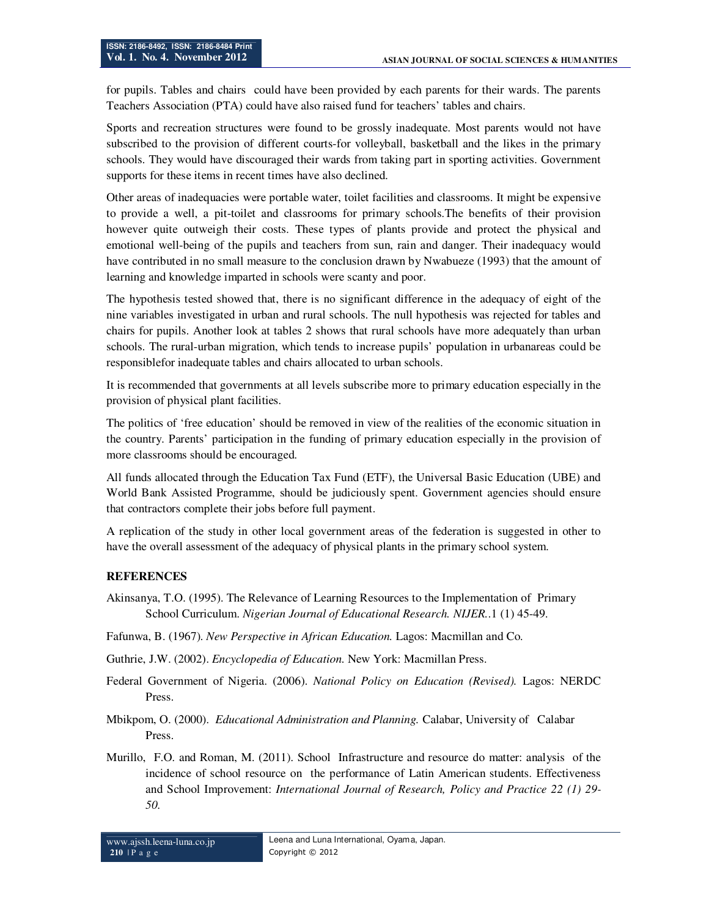for pupils. Tables and chairs could have been provided by each parents for their wards. The parents Teachers Association (PTA) could have also raised fund for teachers' tables and chairs.

Sports and recreation structures were found to be grossly inadequate. Most parents would not have subscribed to the provision of different courts-for volleyball, basketball and the likes in the primary schools. They would have discouraged their wards from taking part in sporting activities. Government supports for these items in recent times have also declined.

Other areas of inadequacies were portable water, toilet facilities and classrooms. It might be expensive to provide a well, a pit-toilet and classrooms for primary schools.The benefits of their provision however quite outweigh their costs. These types of plants provide and protect the physical and emotional well-being of the pupils and teachers from sun, rain and danger. Their inadequacy would have contributed in no small measure to the conclusion drawn by Nwabueze (1993) that the amount of learning and knowledge imparted in schools were scanty and poor.

The hypothesis tested showed that, there is no significant difference in the adequacy of eight of the nine variables investigated in urban and rural schools. The null hypothesis was rejected for tables and chairs for pupils. Another look at tables 2 shows that rural schools have more adequately than urban schools. The rural-urban migration, which tends to increase pupils' population in urbanareas could be responsiblefor inadequate tables and chairs allocated to urban schools.

It is recommended that governments at all levels subscribe more to primary education especially in the provision of physical plant facilities.

The politics of 'free education' should be removed in view of the realities of the economic situation in the country. Parents' participation in the funding of primary education especially in the provision of more classrooms should be encouraged.

All funds allocated through the Education Tax Fund (ETF), the Universal Basic Education (UBE) and World Bank Assisted Programme, should be judiciously spent. Government agencies should ensure that contractors complete their jobs before full payment.

A replication of the study in other local government areas of the federation is suggested in other to have the overall assessment of the adequacy of physical plants in the primary school system.

## REFERENCES

Akinsanya, T.O. (1995). The Relevance of Learning Resources to the Implementation of Primary School Curriculum. *Nigerian Journal of Educational Research. NIJER.*.1 (1) 45-49.

Fafunwa, B. (1967). *New Perspective in African Education.* Lagos: Macmillan and Co.

Guthrie, J.W. (2002). *Encyclopedia of Education.* New York: Macmillan Press.

Federal Government of Nigeria. (2006). *National Policy on Education (Revised).* Lagos: NERDC Press.

Mbikpom, O. (2000). *Educational Administration and Planning.* Calabar, University of Calabar Press.

Murillo, F.O. and Roman, M. (2011). School Infrastructure and resource do matter: analysis of the incidence of school resource on the performance of Latin American students. Effectiveness and School Improvement: *International Journal of Research, Policy and Practice 22 (1) 29-50.*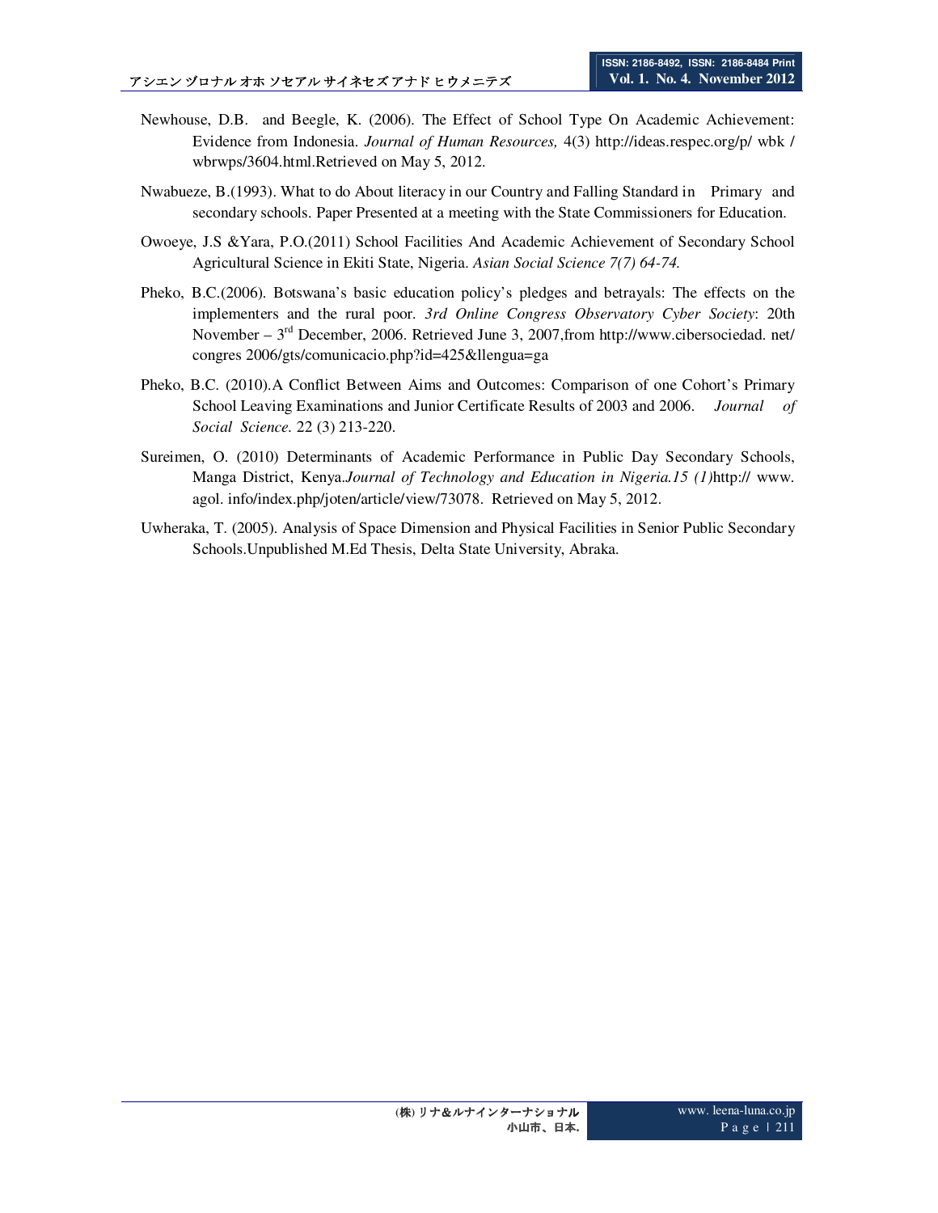Newhouse, D.B. and Beegle, K. (2006). The Effect of School Type On Academic Achievement: Evidence from Indonesia. *Journal of Human Resources,* 4(3) http://ideas.respec.org/p/ wbk / wbrwps/3604.html.Retrieved on May 5, 2012.

Nwabueze, B.(1993). What to do About literacy in our Country and Falling Standard in Primary and secondary schools. Paper Presented at a meeting with the State Commissioners for Education.

Owoeye, J.S &Yara, P.O.(2011) School Facilities And Academic Achievement of Secondary School Agricultural Science in Ekiti State, Nigeria. *Asian Social Science 7(7) 64-74.*

Pheko, B.C.(2006). Botswana's basic education policy's pledges and betrayals: The effects on the implementers and the rural poor. *3rd Online Congress Observatory Cyber Society*: 20th November – 3rd December, 2006. Retrieved June 3, 2007,from http://www.cibersociedad. net/ congres 2006/gts/comunicacio.php?id=425&llengua=ga

Pheko, B.C. (2010).A Conflict Between Aims and Outcomes: Comparison of one Cohort's Primary School Leaving Examinations and Junior Certificate Results of 2003 and 2006. *Journal of Social Science.* 22 (3) 213-220.

Sureimen, O. (2010) Determinants of Academic Performance in Public Day Secondary Schools, Manga District, Kenya.*Journal of Technology and Education in Nigeria.15 (1)*http:// www. agol. info/index.php/joten/article/view/73078. Retrieved on May 5, 2012.

Uwheraka, T. (2005). Analysis of Space Dimension and Physical Facilities in Senior Public Secondary Schools.Unpublished M.Ed Thesis, Delta State University, Abraka.